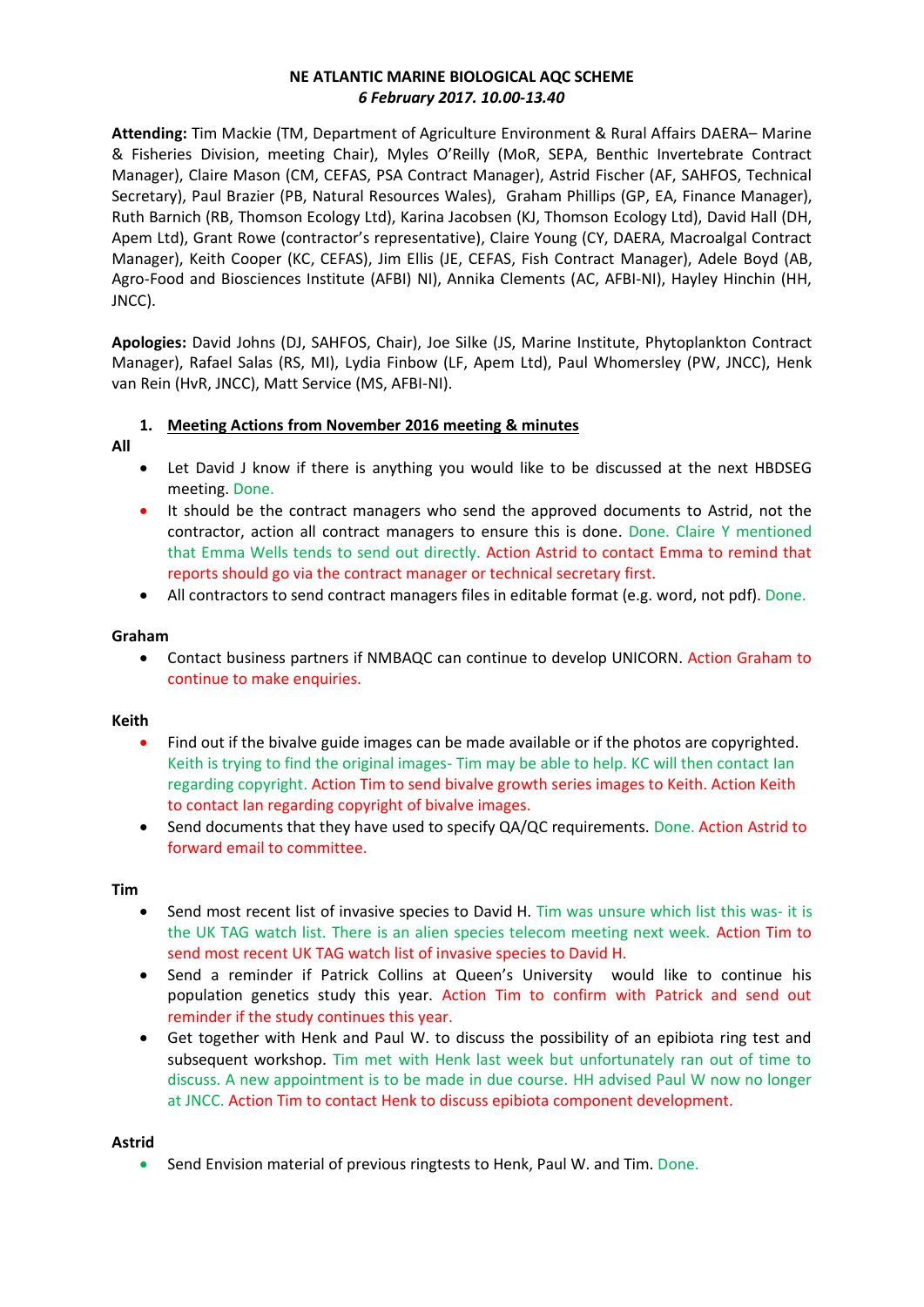**NE ATLANTIC MARINE BIOLOGICAL AQC SCHEME**
***6 February 2017. 10.00-13.40***

**Attending:** Tim Mackie (TM, Department of Agriculture Environment & Rural Affairs DAERA– Marine & Fisheries Division, meeting Chair), Myles O'Reilly (MoR, SEPA, Benthic Invertebrate Contract Manager), Claire Mason (CM, CEFAS, PSA Contract Manager), Astrid Fischer (AF, SAHFOS, Technical Secretary), Paul Brazier (PB, Natural Resources Wales), Graham Phillips (GP, EA, Finance Manager), Ruth Barnich (RB, Thomson Ecology Ltd), Karina Jacobsen (KJ, Thomson Ecology Ltd), David Hall (DH, Apem Ltd), Grant Rowe (contractor's representative), Claire Young (CY, DAERA, Macroalgal Contract Manager), Keith Cooper (KC, CEFAS), Jim Ellis (JE, CEFAS, Fish Contract Manager), Adele Boyd (AB, Agro-Food and Biosciences Institute (AFBI) NI), Annika Clements (AC, AFBI-NI), Hayley Hinchin (HH, JNCC).

**Apologies:** David Johns (DJ, SAHFOS, Chair), Joe Silke (JS, Marine Institute, Phytoplankton Contract Manager), Rafael Salas (RS, MI), Lydia Finbow (LF, Apem Ltd), Paul Whomersley (PW, JNCC), Henk van Rein (HvR, JNCC), Matt Service (MS, AFBI-NI).

1. **Meeting Actions from November 2016 meeting & minutes**

**All**

- Let David J know if there is anything you would like to be discussed at the next HBDSEG meeting. Done.
- It should be the contract managers who send the approved documents to Astrid, not the contractor, action all contract managers to ensure this is done. Done. Claire Y mentioned that Emma Wells tends to send out directly. Action Astrid to contact Emma to remind that reports should go via the contract manager or technical secretary first.
- All contractors to send contract managers files in editable format (e.g. word, not pdf). Done.

**Graham**

- Contact business partners if NMBAQC can continue to develop UNICORN. Action Graham to continue to make enquiries.

**Keith**

- Find out if the bivalve guide images can be made available or if the photos are copyrighted. Keith is trying to find the original images- Tim may be able to help. KC will then contact Ian regarding copyright. Action Tim to send bivalve growth series images to Keith. Action Keith to contact Ian regarding copyright of bivalve images.
- Send documents that they have used to specify QA/QC requirements. Done. Action Astrid to forward email to committee.

**Tim**

- Send most recent list of invasive species to David H. Tim was unsure which list this was- it is the UK TAG watch list. There is an alien species telecom meeting next week. Action Tim to send most recent UK TAG watch list of invasive species to David H.
- Send a reminder if Patrick Collins at Queen's University would like to continue his population genetics study this year. Action Tim to confirm with Patrick and send out reminder if the study continues this year.
- Get together with Henk and Paul W. to discuss the possibility of an epibiota ring test and subsequent workshop. Tim met with Henk last week but unfortunately ran out of time to discuss. A new appointment is to be made in due course. HH advised Paul W now no longer at JNCC. Action Tim to contact Henk to discuss epibiota component development.

**Astrid**

- Send Envision material of previous ringtests to Henk, Paul W. and Tim. Done.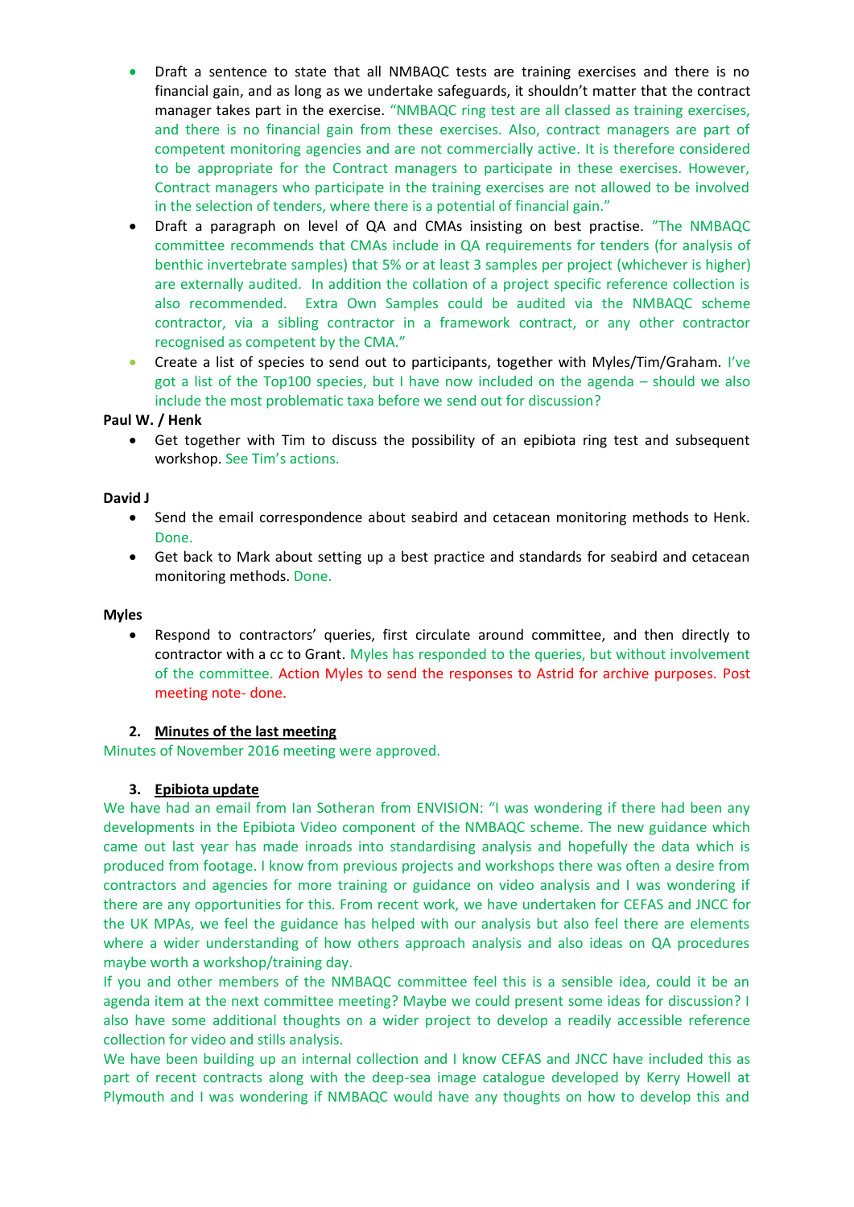- Draft a sentence to state that all NMBAQC tests are training exercises and there is no financial gain, and as long as we undertake safeguards, it shouldn't matter that the contract manager takes part in the exercise. "NMBAQC ring test are all classed as training exercises, and there is no financial gain from these exercises. Also, contract managers are part of competent monitoring agencies and are not commercially active. It is therefore considered to be appropriate for the Contract managers to participate in these exercises. However, Contract managers who participate in the training exercises are not allowed to be involved in the selection of tenders, where there is a potential of financial gain."
- Draft a paragraph on level of QA and CMAs insisting on best practise. "The NMBAQC committee recommends that CMAs include in QA requirements for tenders (for analysis of benthic invertebrate samples) that 5% or at least 3 samples per project (whichever is higher) are externally audited. In addition the collation of a project specific reference collection is also recommended. Extra Own Samples could be audited via the NMBAQC scheme contractor, via a sibling contractor in a framework contract, or any other contractor recognised as competent by the CMA."
- Create a list of species to send out to participants, together with Myles/Tim/Graham. I've got a list of the Top100 species, but I have now included on the agenda – should we also include the most problematic taxa before we send out for discussion?

**Paul W. / Henk**

- Get together with Tim to discuss the possibility of an epibiota ring test and subsequent workshop. See Tim's actions.

**David J**

- Send the email correspondence about seabird and cetacean monitoring methods to Henk. Done.
- Get back to Mark about setting up a best practice and standards for seabird and cetacean monitoring methods. Done.

**Myles**

- Respond to contractors' queries, first circulate around committee, and then directly to contractor with a cc to Grant. Myles has responded to the queries, but without involvement of the committee. Action Myles to send the responses to Astrid for archive purposes. Post meeting note- done.

## 2. Minutes of the last meeting

Minutes of November 2016 meeting were approved.

## 3. Epibiota update

We have had an email from Ian Sotheran from ENVISION: "I was wondering if there had been any developments in the Epibiota Video component of the NMBAQC scheme. The new guidance which came out last year has made inroads into standardising analysis and hopefully the data which is produced from footage. I know from previous projects and workshops there was often a desire from contractors and agencies for more training or guidance on video analysis and I was wondering if there are any opportunities for this. From recent work, we have undertaken for CEFAS and JNCC for the UK MPAs, we feel the guidance has helped with our analysis but also feel there are elements where a wider understanding of how others approach analysis and also ideas on QA procedures maybe worth a workshop/training day.

If you and other members of the NMBAQC committee feel this is a sensible idea, could it be an agenda item at the next committee meeting? Maybe we could present some ideas for discussion? I also have some additional thoughts on a wider project to develop a readily accessible reference collection for video and stills analysis.

We have been building up an internal collection and I know CEFAS and JNCC have included this as part of recent contracts along with the deep-sea image catalogue developed by Kerry Howell at Plymouth and I was wondering if NMBAQC would have any thoughts on how to develop this and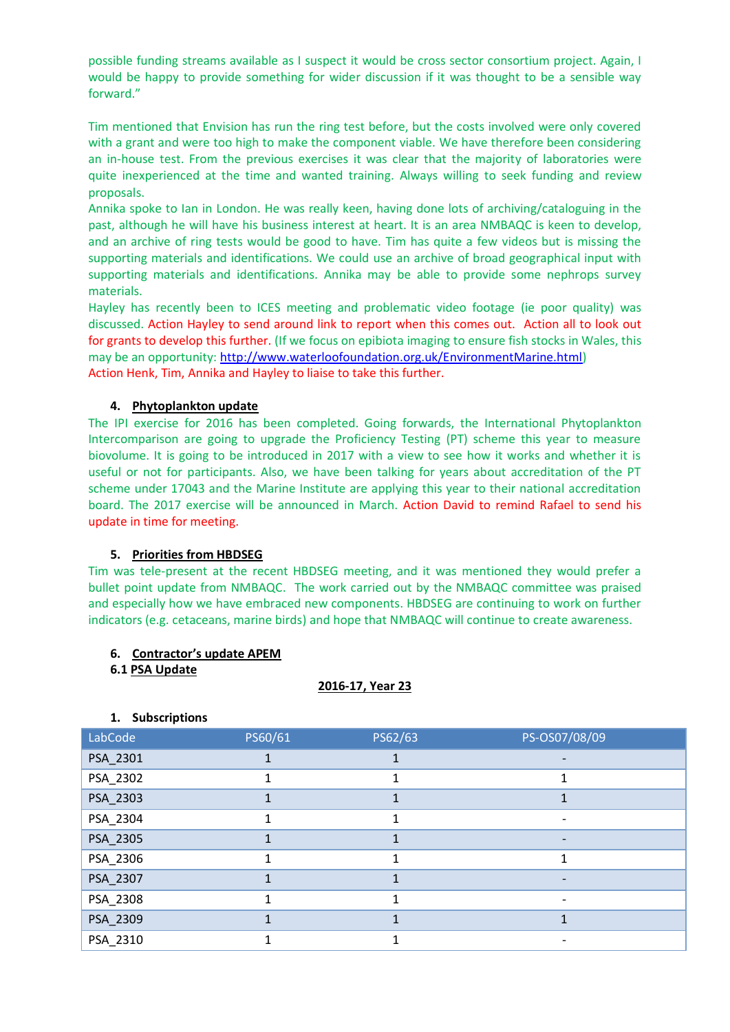possible funding streams available as I suspect it would be cross sector consortium project. Again, I would be happy to provide something for wider discussion if it was thought to be a sensible way forward."

Tim mentioned that Envision has run the ring test before, but the costs involved were only covered with a grant and were too high to make the component viable. We have therefore been considering an in-house test. From the previous exercises it was clear that the majority of laboratories were quite inexperienced at the time and wanted training. Always willing to seek funding and review proposals.

Annika spoke to Ian in London. He was really keen, having done lots of archiving/cataloguing in the past, although he will have his business interest at heart. It is an area NMBAQC is keen to develop, and an archive of ring tests would be good to have. Tim has quite a few videos but is missing the supporting materials and identifications. We could use an archive of broad geographical input with supporting materials and identifications. Annika may be able to provide some nephrops survey materials.

Hayley has recently been to ICES meeting and problematic video footage (ie poor quality) was discussed. Action Hayley to send around link to report when this comes out. Action all to look out for grants to develop this further. (If we focus on epibiota imaging to ensure fish stocks in Wales, this may be an opportunity: http://www.waterloofoundation.org.uk/EnvironmentMarine.html)

Action Henk, Tim, Annika and Hayley to liaise to take this further.

## 4. Phytoplankton update

The IPI exercise for 2016 has been completed. Going forwards, the International Phytoplankton Intercomparison are going to upgrade the Proficiency Testing (PT) scheme this year to measure biovolume. It is going to be introduced in 2017 with a view to see how it works and whether it is useful or not for participants. Also, we have been talking for years about accreditation of the PT scheme under 17043 and the Marine Institute are applying this year to their national accreditation board. The 2017 exercise will be announced in March. Action David to remind Rafael to send his update in time for meeting.

## 5. Priorities from HBDSEG

Tim was tele-present at the recent HBDSEG meeting, and it was mentioned they would prefer a bullet point update from NMBAQC. The work carried out by the NMBAQC committee was praised and especially how we have embraced new components. HBDSEG are continuing to work on further indicators (e.g. cetaceans, marine birds) and hope that NMBAQC will continue to create awareness.

## 6. Contractor's update APEM

### 6.1 PSA Update

**2016-17, Year 23**

**1. Subscriptions**

| LabCode | PS60/61 | PS62/63 | PS-OS07/08/09 |
|---|---|---|---|
| PSA_2301 | 1 | 1 | - |
| PSA_2302 | 1 | 1 | 1 |
| PSA_2303 | 1 | 1 | 1 |
| PSA_2304 | 1 | 1 | - |
| PSA_2305 | 1 | 1 | - |
| PSA_2306 | 1 | 1 | 1 |
| PSA_2307 | 1 | 1 | - |
| PSA_2308 | 1 | 1 | - |
| PSA_2309 | 1 | 1 | 1 |
| PSA_2310 | 1 | 1 | - |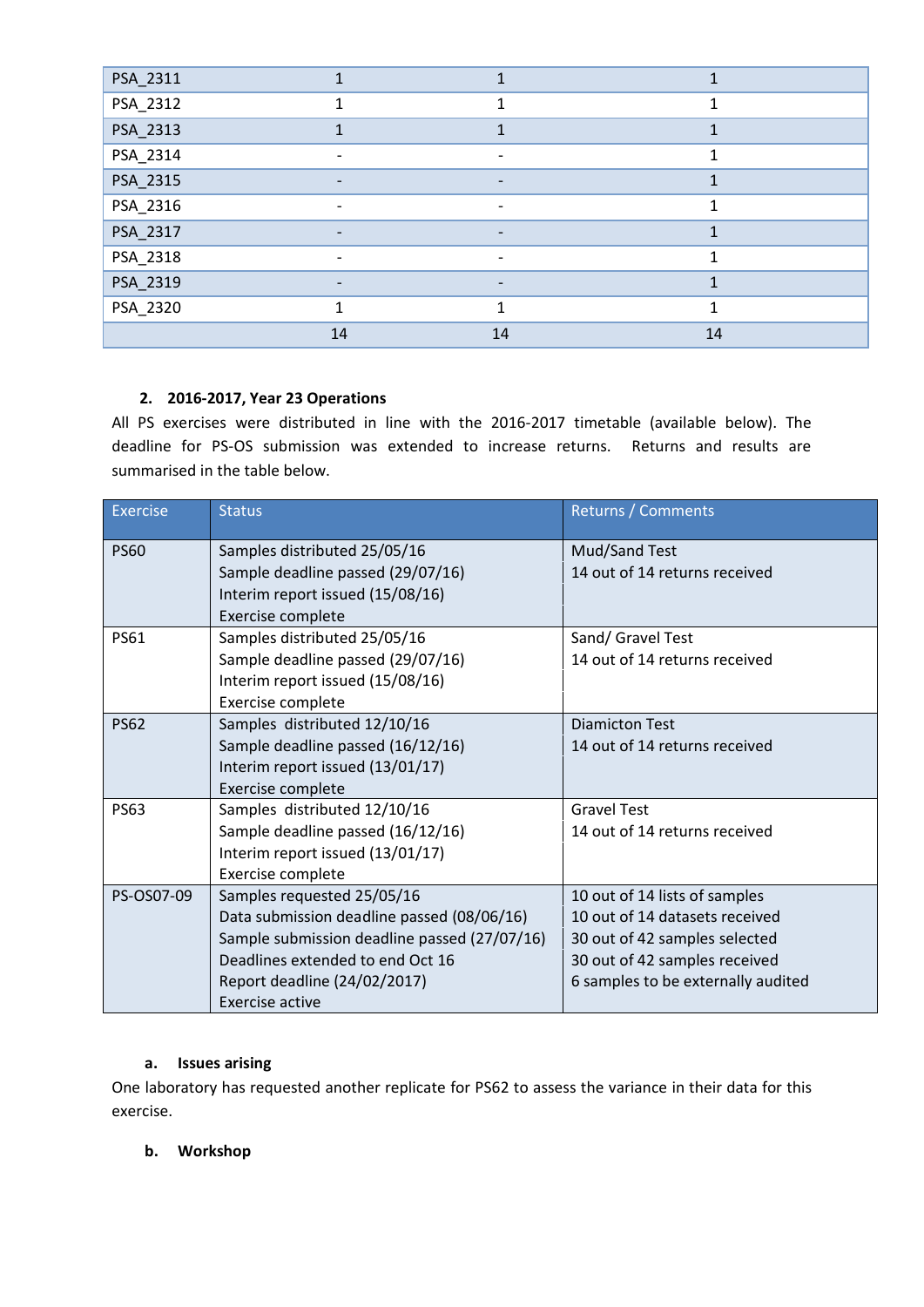| | | | |
|---|---|---|---|
| PSA_2311 | 1 | 1 | 1 |
| PSA_2312 | 1 | 1 | 1 |
| PSA_2313 | 1 | 1 | 1 |
| PSA_2314 | - | - | 1 |
| PSA_2315 | - | - | 1 |
| PSA_2316 | - | - | 1 |
| PSA_2317 | - | - | 1 |
| PSA_2318 | - | - | 1 |
| PSA_2319 | - | - | 1 |
| PSA_2320 | 1 | 1 | 1 |
| | 14 | 14 | 14 |

## 2. 2016-2017, Year 23 Operations

All PS exercises were distributed in line with the 2016-2017 timetable (available below). The deadline for PS-OS submission was extended to increase returns. Returns and results are summarised in the table below.

| Exercise | Status | Returns / Comments |
|---|---|---|
| PS60 | Samples distributed 25/05/16<br>Sample deadline passed (29/07/16)<br>Interim report issued (15/08/16)<br>Exercise complete | Mud/Sand Test<br>14 out of 14 returns received |
| PS61 | Samples distributed 25/05/16<br>Sample deadline passed (29/07/16)<br>Interim report issued (15/08/16)<br>Exercise complete | Sand/ Gravel Test<br>14 out of 14 returns received |
| PS62 | Samples distributed 12/10/16<br>Sample deadline passed (16/12/16)<br>Interim report issued (13/01/17)<br>Exercise complete | Diamicton Test<br>14 out of 14 returns received |
| PS63 | Samples distributed 12/10/16<br>Sample deadline passed (16/12/16)<br>Interim report issued (13/01/17)<br>Exercise complete | Gravel Test<br>14 out of 14 returns received |
| PS-OS07-09 | Samples requested 25/05/16<br>Data submission deadline passed (08/06/16)<br>Sample submission deadline passed (27/07/16)<br>Deadlines extended to end Oct 16<br>Report deadline (24/02/2017)<br>Exercise active | 10 out of 14 lists of samples<br>10 out of 14 datasets received<br>30 out of 42 samples selected<br>30 out of 42 samples received<br>6 samples to be externally audited |

### a. Issues arising

One laboratory has requested another replicate for PS62 to assess the variance in their data for this exercise.

### b. Workshop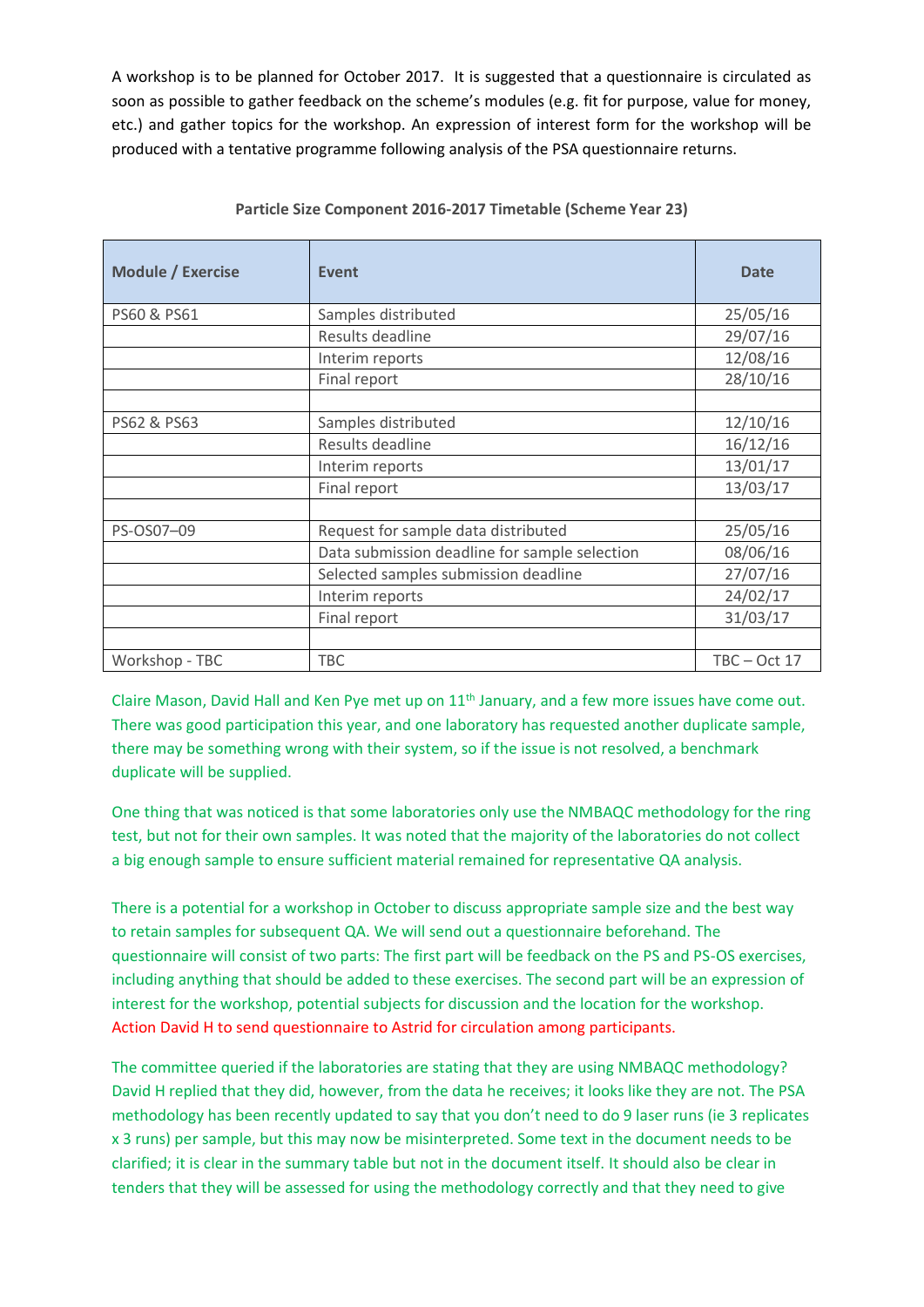A workshop is to be planned for October 2017. It is suggested that a questionnaire is circulated as soon as possible to gather feedback on the scheme's modules (e.g. fit for purpose, value for money, etc.) and gather topics for the workshop. An expression of interest form for the workshop will be produced with a tentative programme following analysis of the PSA questionnaire returns.

**Particle Size Component 2016-2017 Timetable (Scheme Year 23)**

| Module / Exercise | Event | Date |
|---|---|---|
| PS60 & PS61 | Samples distributed | 25/05/16 |
| | Results deadline | 29/07/16 |
| | Interim reports | 12/08/16 |
| | Final report | 28/10/16 |
| | | |
| PS62 & PS63 | Samples distributed | 12/10/16 |
| | Results deadline | 16/12/16 |
| | Interim reports | 13/01/17 |
| | Final report | 13/03/17 |
| | | |
| PS-OS07–09 | Request for sample data distributed | 25/05/16 |
| | Data submission deadline for sample selection | 08/06/16 |
| | Selected samples submission deadline | 27/07/16 |
| | Interim reports | 24/02/17 |
| | Final report | 31/03/17 |
| | | |
| Workshop - TBC | TBC | TBC – Oct 17 |

Claire Mason, David Hall and Ken Pye met up on 11th January, and a few more issues have come out. There was good participation this year, and one laboratory has requested another duplicate sample, there may be something wrong with their system, so if the issue is not resolved, a benchmark duplicate will be supplied.

One thing that was noticed is that some laboratories only use the NMBAQC methodology for the ring test, but not for their own samples. It was noted that the majority of the laboratories do not collect a big enough sample to ensure sufficient material remained for representative QA analysis.

There is a potential for a workshop in October to discuss appropriate sample size and the best way to retain samples for subsequent QA. We will send out a questionnaire beforehand. The questionnaire will consist of two parts: The first part will be feedback on the PS and PS-OS exercises, including anything that should be added to these exercises. The second part will be an expression of interest for the workshop, potential subjects for discussion and the location for the workshop. Action David H to send questionnaire to Astrid for circulation among participants.

The committee queried if the laboratories are stating that they are using NMBAQC methodology? David H replied that they did, however, from the data he receives; it looks like they are not. The PSA methodology has been recently updated to say that you don't need to do 9 laser runs (ie 3 replicates x 3 runs) per sample, but this may now be misinterpreted. Some text in the document needs to be clarified; it is clear in the summary table but not in the document itself. It should also be clear in tenders that they will be assessed for using the methodology correctly and that they need to give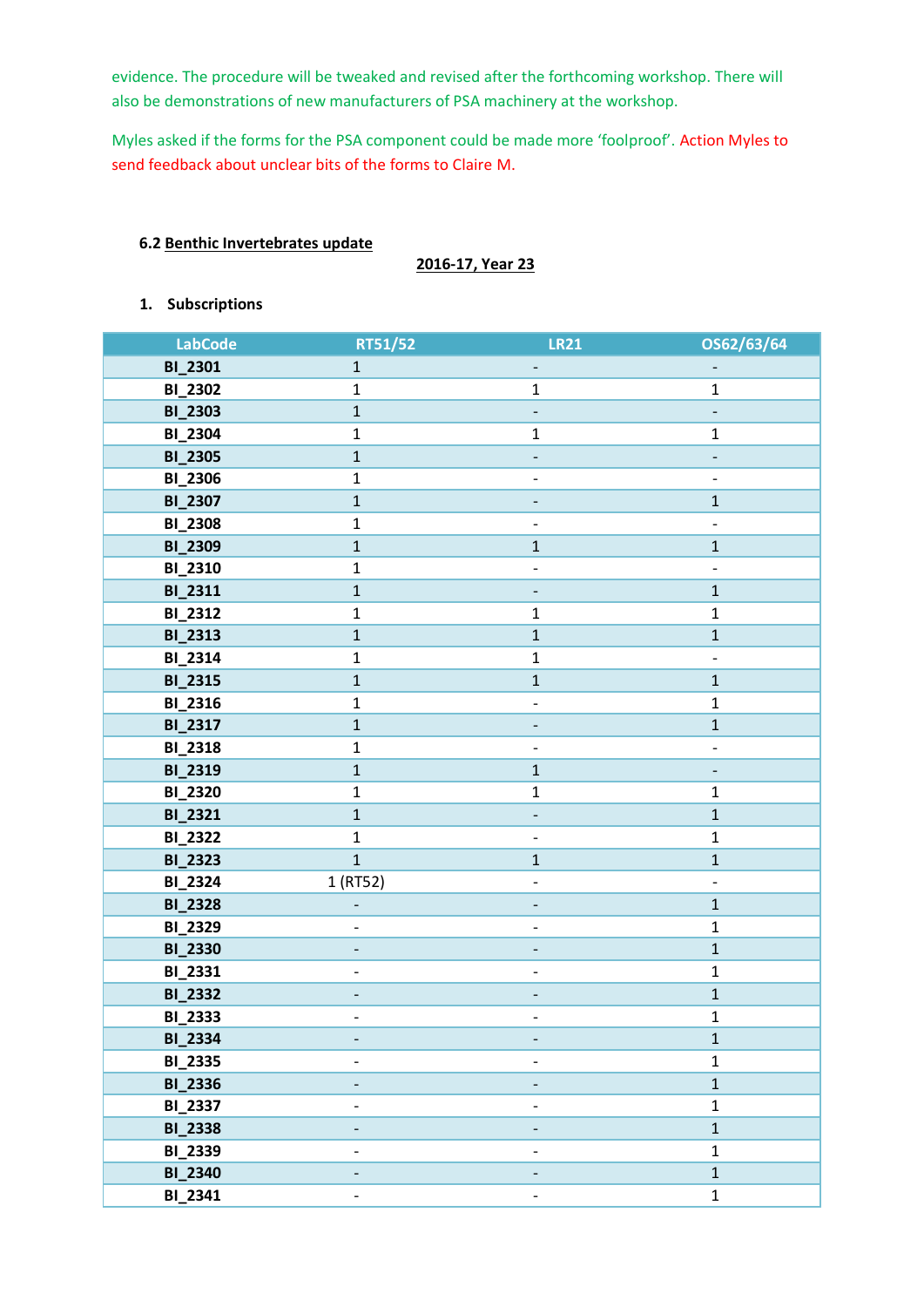evidence. The procedure will be tweaked and revised after the forthcoming workshop. There will also be demonstrations of new manufacturers of PSA machinery at the workshop.

Myles asked if the forms for the PSA component could be made more 'foolproof'. Action Myles to send feedback about unclear bits of the forms to Claire M.

### 6.2 Benthic Invertebrates update

**2016-17, Year 23**

1. **Subscriptions**

| LabCode | RT51/52 | LR21 | OS62/63/64 |
|---|---|---|---|
| BI_2301 | 1 | - | - |
| BI_2302 | 1 | 1 | 1 |
| BI_2303 | 1 | - | - |
| BI_2304 | 1 | 1 | 1 |
| BI_2305 | 1 | - | - |
| BI_2306 | 1 | - | - |
| BI_2307 | 1 | - | 1 |
| BI_2308 | 1 | - | - |
| BI_2309 | 1 | 1 | 1 |
| BI_2310 | 1 | - | - |
| BI_2311 | 1 | - | 1 |
| BI_2312 | 1 | 1 | 1 |
| BI_2313 | 1 | 1 | 1 |
| BI_2314 | 1 | 1 | - |
| BI_2315 | 1 | 1 | 1 |
| BI_2316 | 1 | - | 1 |
| BI_2317 | 1 | - | 1 |
| BI_2318 | 1 | - | - |
| BI_2319 | 1 | 1 | - |
| BI_2320 | 1 | 1 | 1 |
| BI_2321 | 1 | - | 1 |
| BI_2322 | 1 | - | 1 |
| BI_2323 | 1 | 1 | 1 |
| BI_2324 | 1 (RT52) | - | - |
| BI_2328 | - | - | 1 |
| BI_2329 | - | - | 1 |
| BI_2330 | - | - | 1 |
| BI_2331 | - | - | 1 |
| BI_2332 | - | - | 1 |
| BI_2333 | - | - | 1 |
| BI_2334 | - | - | 1 |
| BI_2335 | - | - | 1 |
| BI_2336 | - | - | 1 |
| BI_2337 | - | - | 1 |
| BI_2338 | - | - | 1 |
| BI_2339 | - | - | 1 |
| BI_2340 | - | - | 1 |
| BI_2341 | - | - | 1 |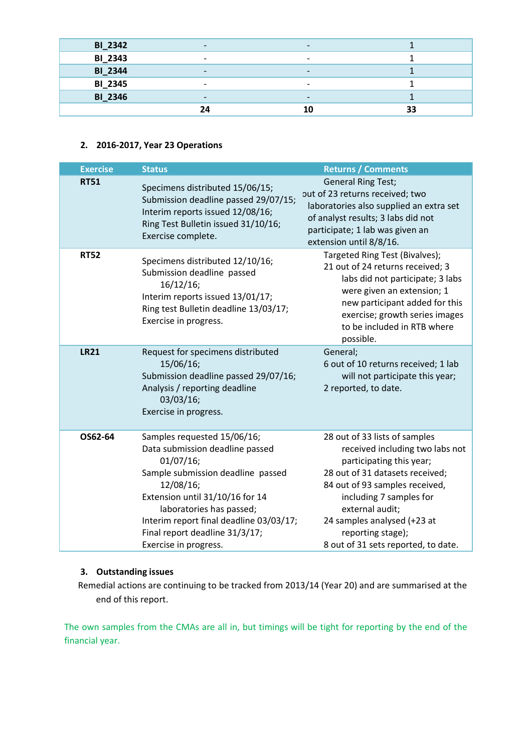| | | | |
|---|---|---|---|
| **BI_2342** | - | - | 1 |
| **BI_2343** | - | - | 1 |
| **BI_2344** | - | - | 1 |
| **BI_2345** | - | - | 1 |
| **BI_2346** | - | - | 1 |
| | **24** | **10** | **33** |

### 2. 2016-2017, Year 23 Operations

| Exercise | Status | Returns / Comments |
|---|---|---|
| **RT51** | Specimens distributed 15/06/15;<br>Submission deadline passed 29/07/15;<br>Interim reports issued 12/08/16;<br>Ring Test Bulletin issued 31/10/16;<br>Exercise complete. | General Ring Test;<br>out of 23 returns received; two laboratories also supplied an extra set of analyst results; 3 labs did not participate; 1 lab was given an extension until 8/8/16. |
| **RT52** | Specimens distributed 12/10/16;<br>Submission deadline passed 16/12/16;<br>Interim reports issued 13/01/17;<br>Ring test Bulletin deadline 13/03/17;<br>Exercise in progress. | Targeted Ring Test (Bivalves);<br>21 out of 24 returns received; 3 labs did not participate; 3 labs were given an extension; 1 new participant added for this exercise; growth series images to be included in RTB where possible. |
| **LR21** | Request for specimens distributed 15/06/16;<br>Submission deadline passed 29/07/16;<br>Analysis / reporting deadline 03/03/16;<br>Exercise in progress. | General;<br>6 out of 10 returns received; 1 lab will not participate this year;<br>2 reported, to date. |
| **OS62-64** | Samples requested 15/06/16;<br>Data submission deadline passed 01/07/16;<br>Sample submission deadline passed 12/08/16;<br>Extension until 31/10/16 for 14 laboratories has passed;<br>Interim report final deadline 03/03/17;<br>Final report deadline 31/3/17;<br>Exercise in progress. | 28 out of 33 lists of samples received including two labs not participating this year;<br>28 out of 31 datasets received;<br>84 out of 93 samples received, including 7 samples for external audit;<br>24 samples analysed (+23 at reporting stage);<br>8 out of 31 sets reported, to date. |

### 3. Outstanding issues

Remedial actions are continuing to be tracked from 2013/14 (Year 20) and are summarised at the end of this report.

The own samples from the CMAs are all in, but timings will be tight for reporting by the end of the financial year.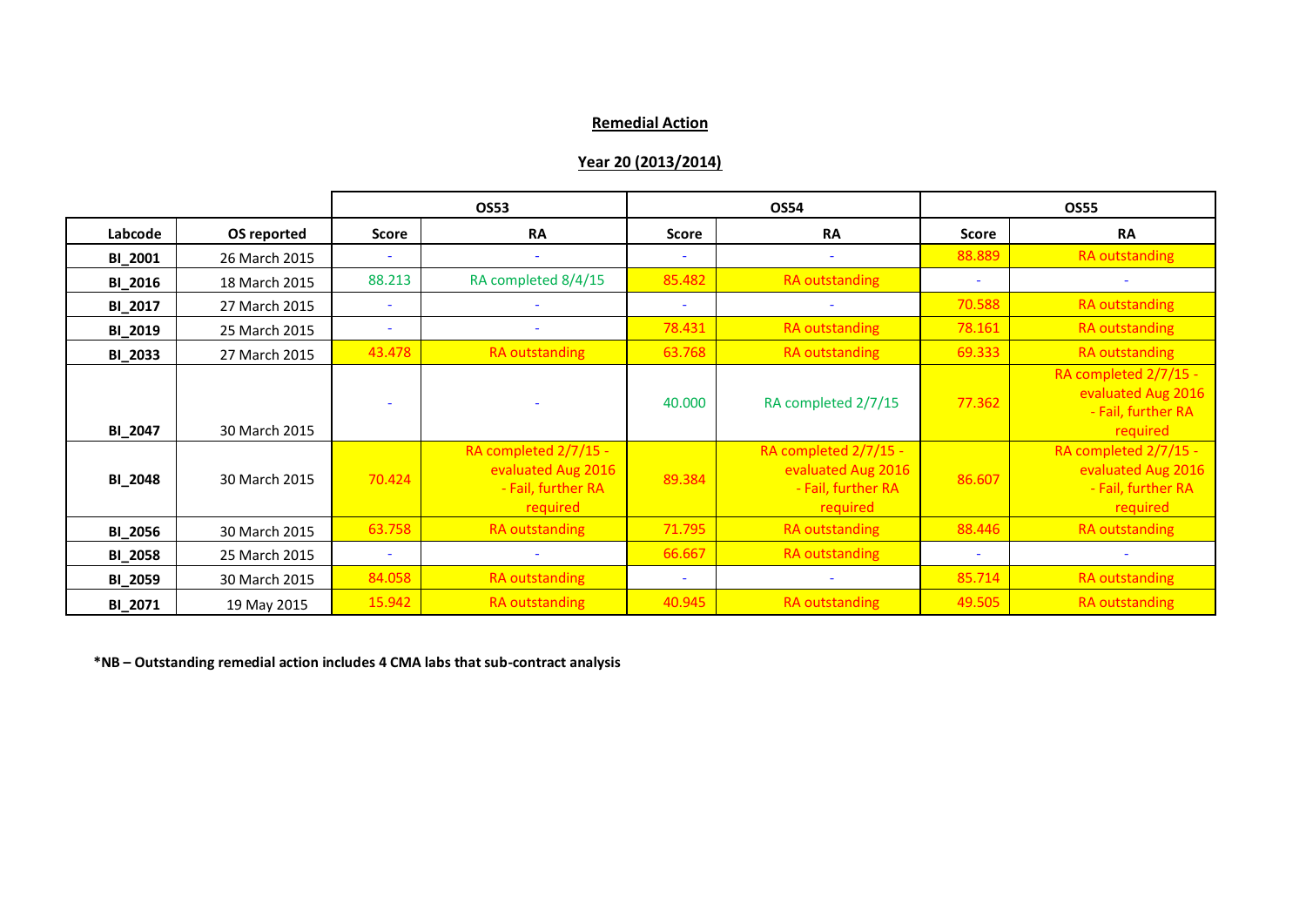## Remedial Action

## Year 20 (2013/2014)

| | | OS53 | | OS54 | | OS55 | |
|---|---|---|---|---|---|---|---|
| **Labcode** | **OS reported** | **Score** | **RA** | **Score** | **RA** | **Score** | **RA** |
| **BI_2001** | 26 March 2015 | - | - | - | - | 88.889 | RA outstanding |
| **BI_2016** | 18 March 2015 | 88.213 | RA completed 8/4/15 | 85.482 | RA outstanding | - | - |
| **BI_2017** | 27 March 2015 | - | - | - | - | 70.588 | RA outstanding |
| **BI_2019** | 25 March 2015 | - | - | 78.431 | RA outstanding | 78.161 | RA outstanding |
| **BI_2033** | 27 March 2015 | 43.478 | RA outstanding | 63.768 | RA outstanding | 69.333 | RA outstanding |
| **BI_2047** | 30 March 2015 | - | - | 40.000 | RA completed 2/7/15 | 77.362 | RA completed 2/7/15 - evaluated Aug 2016 - Fail, further RA required |
| **BI_2048** | 30 March 2015 | 70.424 | RA completed 2/7/15 - evaluated Aug 2016 - Fail, further RA required | 89.384 | RA completed 2/7/15 - evaluated Aug 2016 - Fail, further RA required | 86.607 | RA completed 2/7/15 - evaluated Aug 2016 - Fail, further RA required |
| **BI_2056** | 30 March 2015 | 63.758 | RA outstanding | 71.795 | RA outstanding | 88.446 | RA outstanding |
| **BI_2058** | 25 March 2015 | - | - | 66.667 | RA outstanding | - | - |
| **BI_2059** | 30 March 2015 | 84.058 | RA outstanding | - | - | 85.714 | RA outstanding |
| **BI_2071** | 19 May 2015 | 15.942 | RA outstanding | 40.945 | RA outstanding | 49.505 | RA outstanding |

**\*NB – Outstanding remedial action includes 4 CMA labs that sub-contract analysis**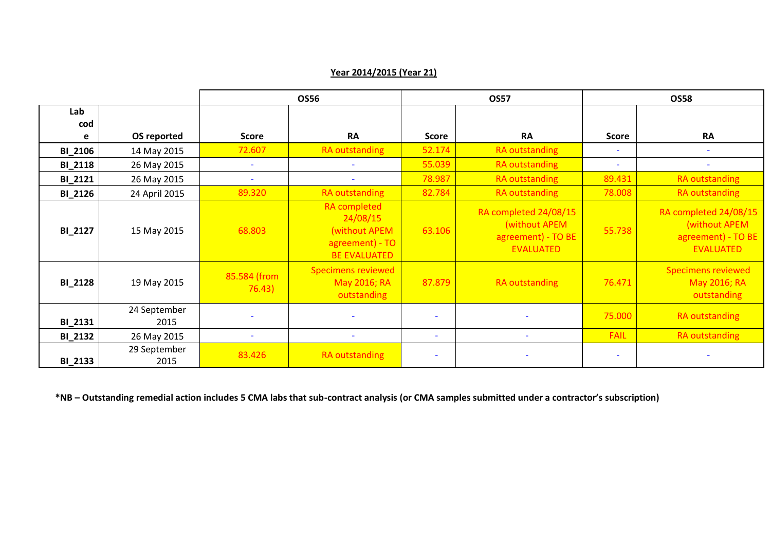**Year 2014/2015 (Year 21)**

| Lab code | OS reported | OS56 | | OS57 | | OS58 | |
|---|---|---|---|---|---|---|---|
| | | Score | RA | Score | RA | Score | RA |
| **BI_2106** | 14 May 2015 | 72.607 | RA outstanding | 52.174 | RA outstanding | - | - |
| **BI_2118** | 26 May 2015 | - | - | 55.039 | RA outstanding | - | - |
| **BI_2121** | 26 May 2015 | - | - | 78.987 | RA outstanding | 89.431 | RA outstanding |
| **BI_2126** | 24 April 2015 | 89.320 | RA outstanding | 82.784 | RA outstanding | 78.008 | RA outstanding |
| **BI_2127** | 15 May 2015 | 68.803 | RA completed 24/08/15 (without APEM agreement) - TO BE EVALUATED | 63.106 | RA completed 24/08/15 (without APEM agreement) - TO BE EVALUATED | 55.738 | RA completed 24/08/15 (without APEM agreement) - TO BE EVALUATED |
| **BI_2128** | 19 May 2015 | 85.584 (from 76.43) | Specimens reviewed May 2016; RA outstanding | 87.879 | RA outstanding | 76.471 | Specimens reviewed May 2016; RA outstanding |
| **BI_2131** | 24 September 2015 | - | - | - | - | 75.000 | RA outstanding |
| **BI_2132** | 26 May 2015 | - | - | - | - | FAIL | RA outstanding |
| **BI_2133** | 29 September 2015 | 83.426 | RA outstanding | - | - | - | - |

**\*NB – Outstanding remedial action includes 5 CMA labs that sub-contract analysis (or CMA samples submitted under a contractor's subscription)**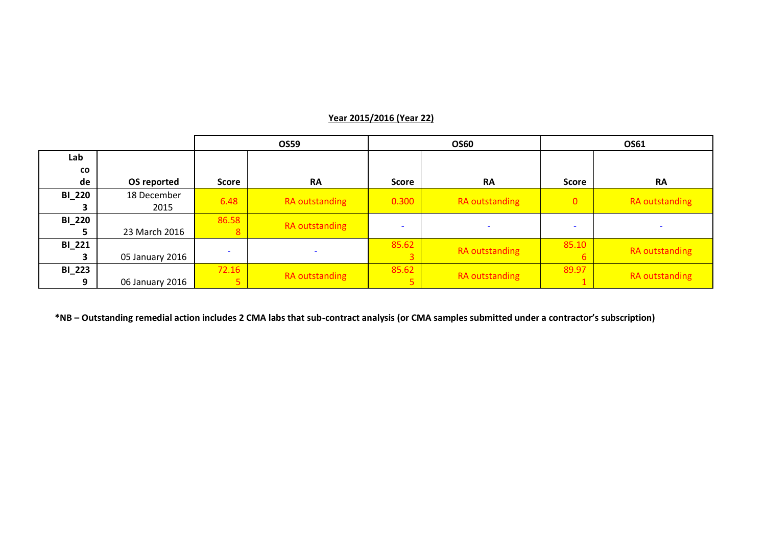**Year 2015/2016 (Year 22)**

| | | OS59 | | OS60 | | OS61 | |
|---|---|---|---|---|---|---|---|
| Lab code | OS reported | Score | RA | Score | RA | Score | RA |
| BI_2203 | 18 December 2015 | 6.48 | RA outstanding | 0.300 | RA outstanding | 0 | RA outstanding |
| BI_2205 | 23 March 2016 | 86.588 | RA outstanding | - | - | - | - |
| BI_2213 | 05 January 2016 | - | - | 85.623 | RA outstanding | 85.106 | RA outstanding |
| BI_2239 | 06 January 2016 | 72.165 | RA outstanding | 85.625 | RA outstanding | 89.971 | RA outstanding |

**\*NB – Outstanding remedial action includes 2 CMA labs that sub-contract analysis (or CMA samples submitted under a contractor's subscription)**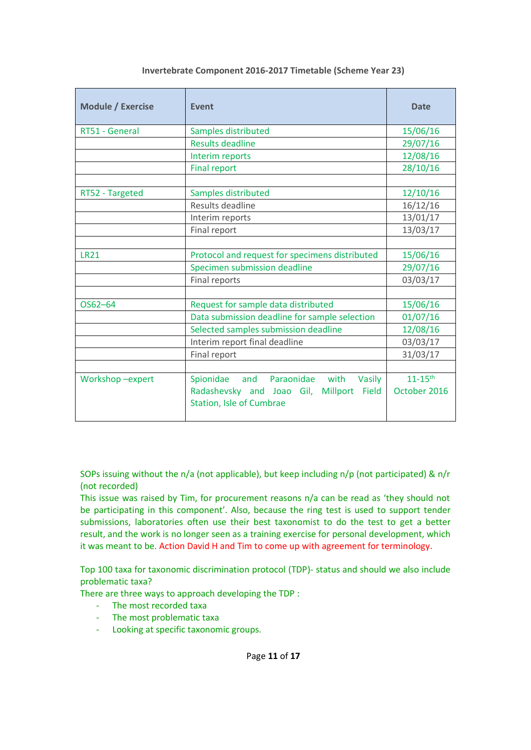**Invertebrate Component 2016-2017 Timetable (Scheme Year 23)**

| Module / Exercise | Event | Date |
|---|---|---|
| RT51 - General | Samples distributed | 15/06/16 |
| | Results deadline | 29/07/16 |
| | Interim reports | 12/08/16 |
| | Final report | 28/10/16 |
| | | |
| RT52 - Targeted | Samples distributed | 12/10/16 |
| | Results deadline | 16/12/16 |
| | Interim reports | 13/01/17 |
| | Final report | 13/03/17 |
| | | |
| LR21 | Protocol and request for specimens distributed | 15/06/16 |
| | Specimen submission deadline | 29/07/16 |
| | Final reports | 03/03/17 |
| | | |
| OS62–64 | Request for sample data distributed | 15/06/16 |
| | Data submission deadline for sample selection | 01/07/16 |
| | Selected samples submission deadline | 12/08/16 |
| | Interim report final deadline | 03/03/17 |
| | Final report | 31/03/17 |
| | | |
| Workshop –expert | Spionidae and Paraonidae with Vasily Radashevsky and Joao Gil, Millport Field Station, Isle of Cumbrae | 11-15th October 2016 |

SOPs issuing without the n/a (not applicable), but keep including n/p (not participated) & n/r (not recorded)

This issue was raised by Tim, for procurement reasons n/a can be read as 'they should not be participating in this component'. Also, because the ring test is used to support tender submissions, laboratories often use their best taxonomist to do the test to get a better result, and the work is no longer seen as a training exercise for personal development, which it was meant to be. Action David H and Tim to come up with agreement for terminology.

Top 100 taxa for taxonomic discrimination protocol (TDP)- status and should we also include problematic taxa?

There are three ways to approach developing the TDP :

- The most recorded taxa
- The most problematic taxa
- Looking at specific taxonomic groups.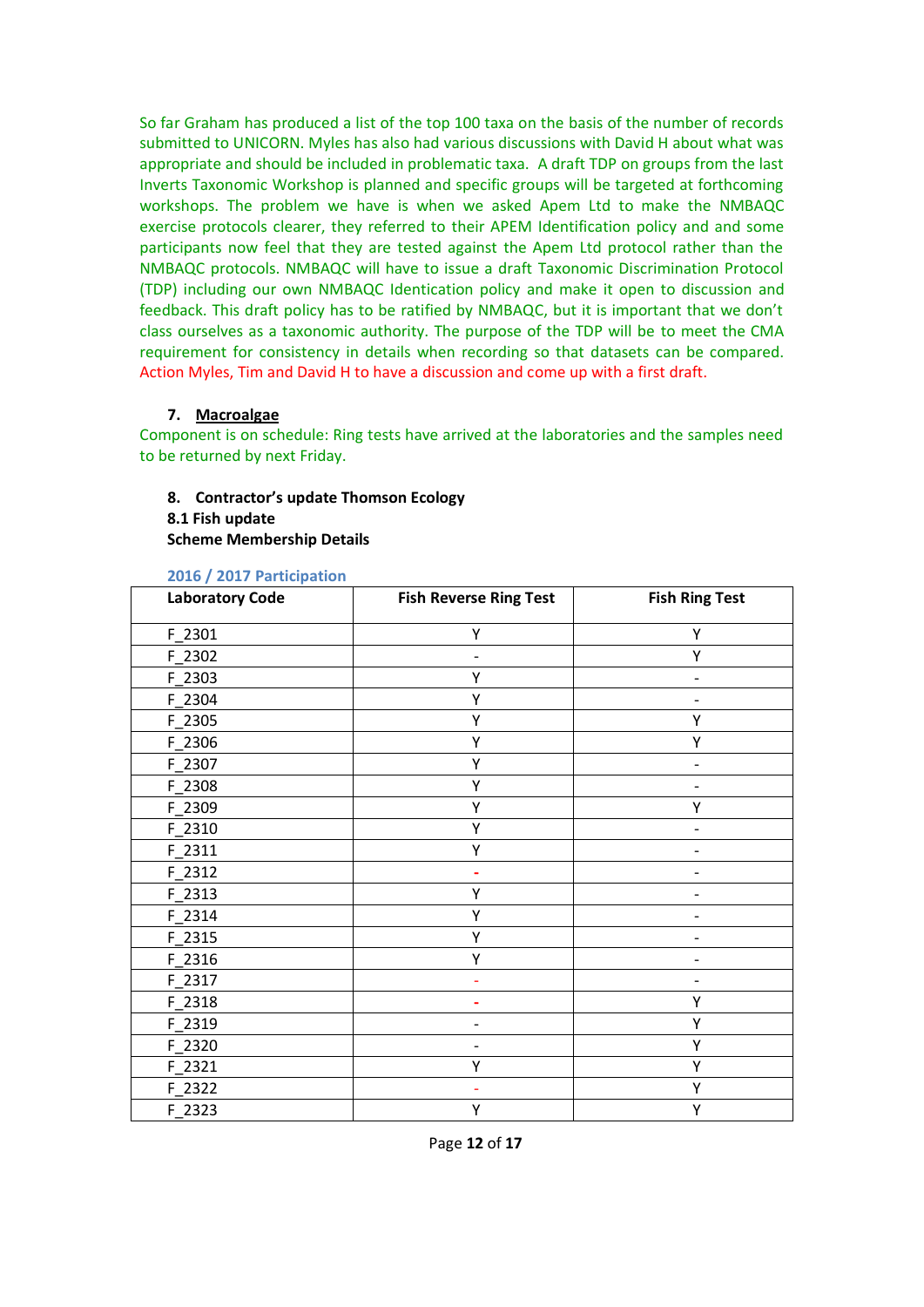So far Graham has produced a list of the top 100 taxa on the basis of the number of records submitted to UNICORN. Myles has also had various discussions with David H about what was appropriate and should be included in problematic taxa. A draft TDP on groups from the last Inverts Taxonomic Workshop is planned and specific groups will be targeted at forthcoming workshops. The problem we have is when we asked Apem Ltd to make the NMBAQC exercise protocols clearer, they referred to their APEM Identification policy and and some participants now feel that they are tested against the Apem Ltd protocol rather than the NMBAQC protocols. NMBAQC will have to issue a draft Taxonomic Discrimination Protocol (TDP) including our own NMBAQC Identication policy and make it open to discussion and feedback. This draft policy has to be ratified by NMBAQC, but it is important that we don't class ourselves as a taxonomic authority. The purpose of the TDP will be to meet the CMA requirement for consistency in details when recording so that datasets can be compared. Action Myles, Tim and David H to have a discussion and come up with a first draft.

## 7. Macroalgae

Component is on schedule: Ring tests have arrived at the laboratories and the samples need to be returned by next Friday.

## 8. Contractor's update Thomson Ecology

### 8.1 Fish update

**Scheme Membership Details**

2016 / 2017 Participation

| Laboratory Code | Fish Reverse Ring Test | Fish Ring Test |
|---|---|---|
| F_2301 | Y | Y |
| F_2302 | - | Y |
| F_2303 | Y | - |
| F_2304 | Y | - |
| F_2305 | Y | Y |
| F_2306 | Y | Y |
| F_2307 | Y | - |
| F_2308 | Y | - |
| F_2309 | Y | Y |
| F_2310 | Y | - |
| F_2311 | Y | - |
| F_2312 | - | - |
| F_2313 | Y | - |
| F_2314 | Y | - |
| F_2315 | Y | - |
| F_2316 | Y | - |
| F_2317 | - | - |
| F_2318 | - | Y |
| F_2319 | - | Y |
| F_2320 | - | Y |
| F_2321 | Y | Y |
| F_2322 | - | Y |
| F_2323 | Y | Y |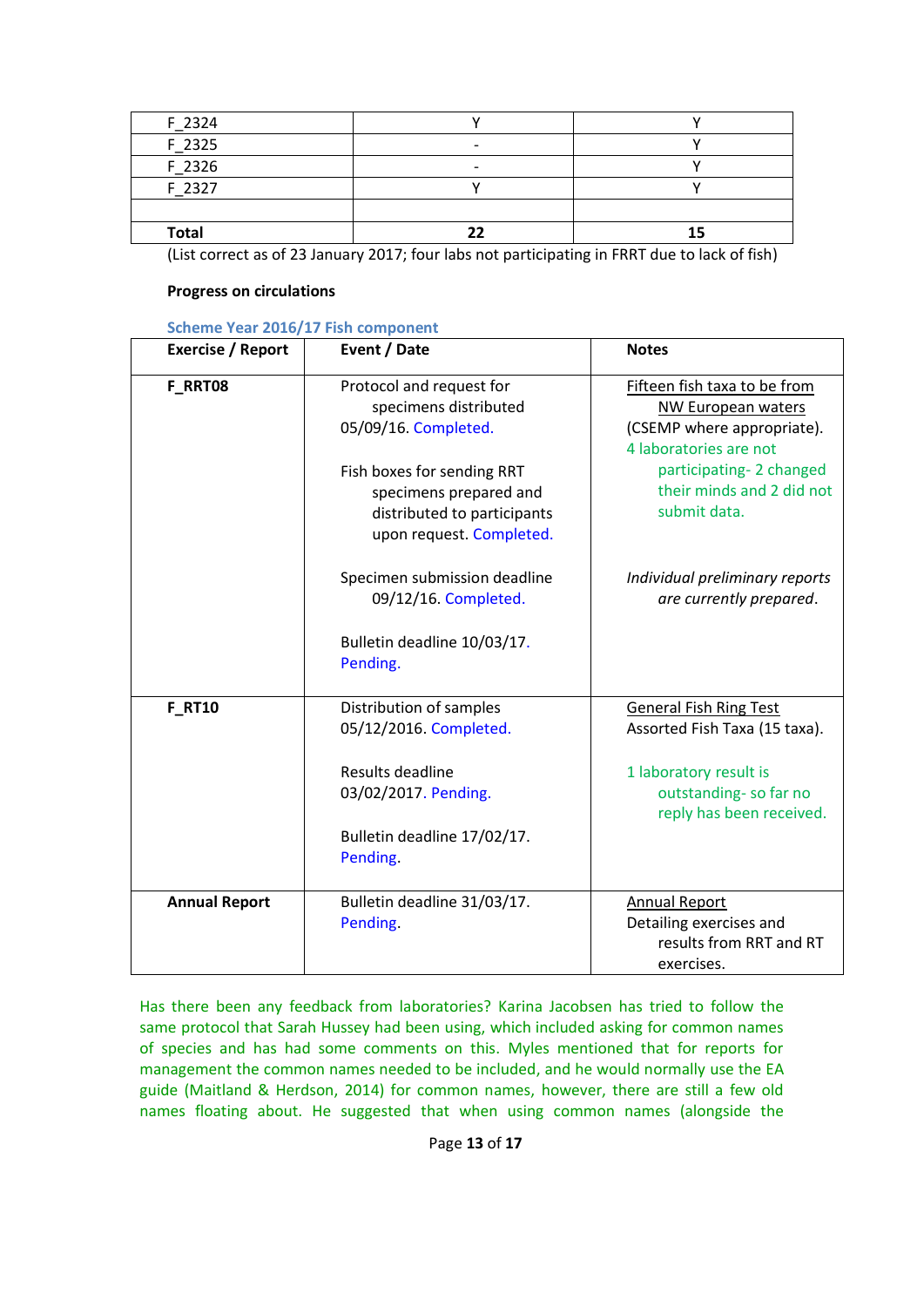| | | |
|---|---|---|
| F_2324 | Y | Y |
| F_2325 | - | Y |
| F_2326 | - | Y |
| F_2327 | Y | Y |
| | | |
| **Total** | **22** | **15** |

(List correct as of 23 January 2017; four labs not participating in FRRT due to lack of fish)

**Progress on circulations**

**Scheme Year 2016/17 Fish component**

| Exercise / Report | Event / Date | Notes |
|---|---|---|
| **F_RRT08** | Protocol and request for specimens distributed 05/09/16. Completed.<br><br>Fish boxes for sending RRT specimens prepared and distributed to participants upon request. Completed.<br><br>Specimen submission deadline 09/12/16. Completed.<br><br>Bulletin deadline 10/03/17. Pending. | Fifteen fish taxa to be from NW European waters (CSEMP where appropriate). 4 laboratories are not participating- 2 changed their minds and 2 did not submit data.<br><br>*Individual preliminary reports are currently prepared.* |
| **F_RT10** | Distribution of samples 05/12/2016. Completed.<br><br>Results deadline 03/02/2017. Pending.<br><br>Bulletin deadline 17/02/17. Pending. | General Fish Ring Test Assorted Fish Taxa (15 taxa).<br><br>1 laboratory result is outstanding- so far no reply has been received. |
| **Annual Report** | Bulletin deadline 31/03/17. Pending. | Annual Report Detailing exercises and results from RRT and RT exercises. |

Has there been any feedback from laboratories? Karina Jacobsen has tried to follow the same protocol that Sarah Hussey had been using, which included asking for common names of species and has had some comments on this. Myles mentioned that for reports for management the common names needed to be included, and he would normally use the EA guide (Maitland & Herdson, 2014) for common names, however, there are still a few old names floating about. He suggested that when using common names (alongside the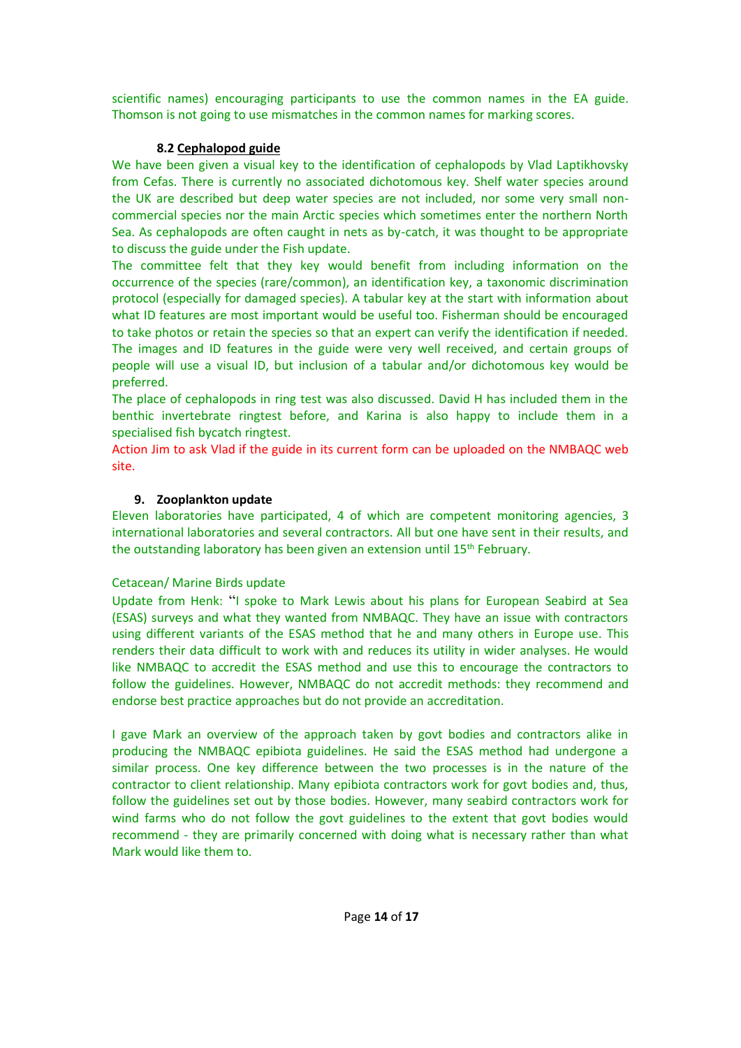scientific names) encouraging participants to use the common names in the EA guide. Thomson is not going to use mismatches in the common names for marking scores.

### 8.2 Cephalopod guide

We have been given a visual key to the identification of cephalopods by Vlad Laptikhovsky from Cefas. There is currently no associated dichotomous key. Shelf water species around the UK are described but deep water species are not included, nor some very small non-commercial species nor the main Arctic species which sometimes enter the northern North Sea. As cephalopods are often caught in nets as by-catch, it was thought to be appropriate to discuss the guide under the Fish update.

The committee felt that they key would benefit from including information on the occurrence of the species (rare/common), an identification key, a taxonomic discrimination protocol (especially for damaged species). A tabular key at the start with information about what ID features are most important would be useful too. Fisherman should be encouraged to take photos or retain the species so that an expert can verify the identification if needed. The images and ID features in the guide were very well received, and certain groups of people will use a visual ID, but inclusion of a tabular and/or dichotomous key would be preferred.

The place of cephalopods in ring test was also discussed. David H has included them in the benthic invertebrate ringtest before, and Karina is also happy to include them in a specialised fish bycatch ringtest.

Action Jim to ask Vlad if the guide in its current form can be uploaded on the NMBAQC web site.

## 9. Zooplankton update

Eleven laboratories have participated, 4 of which are competent monitoring agencies, 3 international laboratories and several contractors. All but one have sent in their results, and the outstanding laboratory has been given an extension until 15th February.

Cetacean/ Marine Birds update

Update from Henk: "I spoke to Mark Lewis about his plans for European Seabird at Sea (ESAS) surveys and what they wanted from NMBAQC. They have an issue with contractors using different variants of the ESAS method that he and many others in Europe use. This renders their data difficult to work with and reduces its utility in wider analyses. He would like NMBAQC to accredit the ESAS method and use this to encourage the contractors to follow the guidelines. However, NMBAQC do not accredit methods: they recommend and endorse best practice approaches but do not provide an accreditation.

I gave Mark an overview of the approach taken by govt bodies and contractors alike in producing the NMBAQC epibiota guidelines. He said the ESAS method had undergone a similar process. One key difference between the two processes is in the nature of the contractor to client relationship. Many epibiota contractors work for govt bodies and, thus, follow the guidelines set out by those bodies. However, many seabird contractors work for wind farms who do not follow the govt guidelines to the extent that govt bodies would recommend - they are primarily concerned with doing what is necessary rather than what Mark would like them to.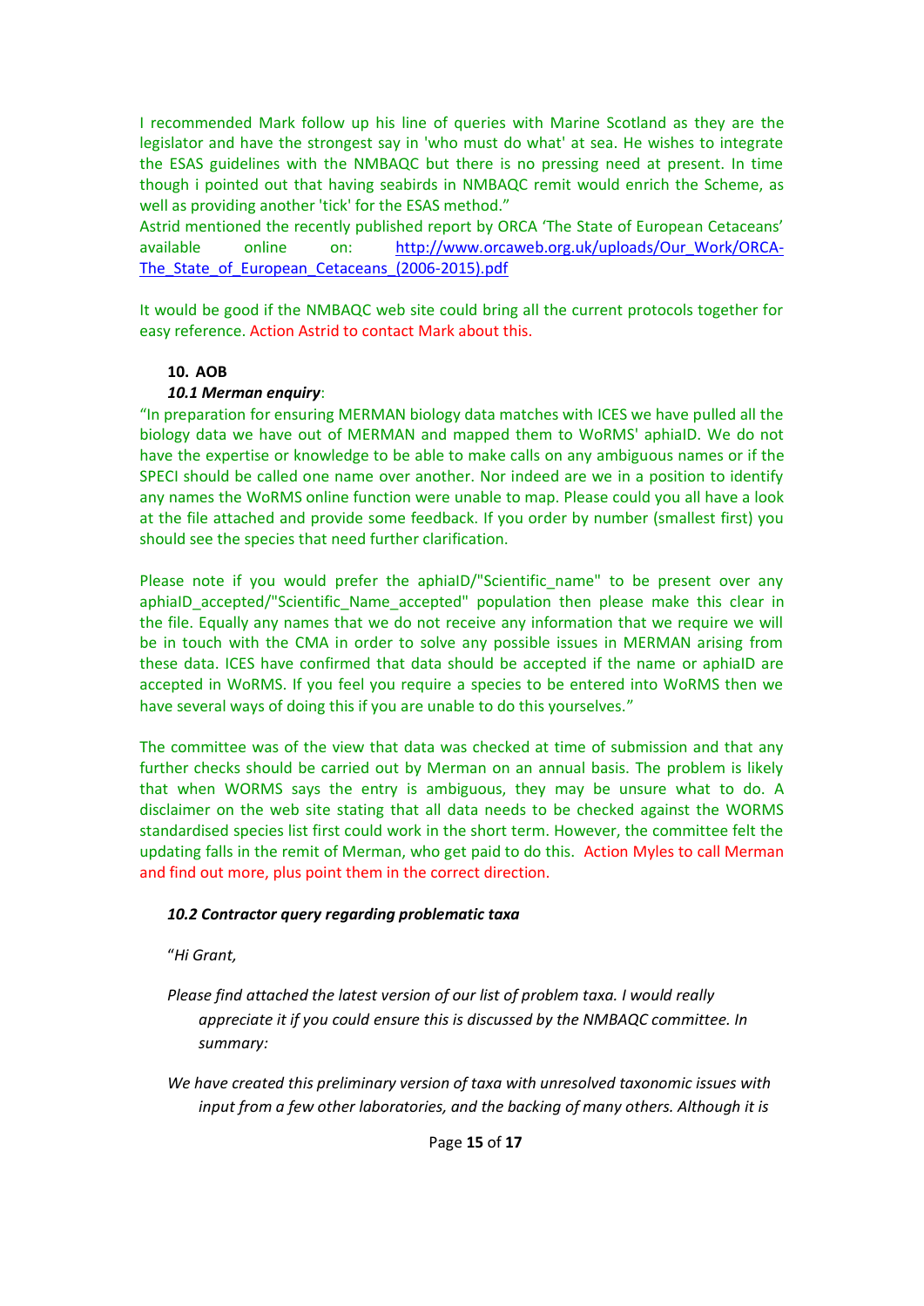I recommended Mark follow up his line of queries with Marine Scotland as they are the legislator and have the strongest say in 'who must do what' at sea. He wishes to integrate the ESAS guidelines with the NMBAQC but there is no pressing need at present. In time though i pointed out that having seabirds in NMBAQC remit would enrich the Scheme, as well as providing another 'tick' for the ESAS method."

Astrid mentioned the recently published report by ORCA 'The State of European Cetaceans' available online on: [http://www.orcaweb.org.uk/uploads/Our_Work/ORCA-The_State_of_European_Cetaceans_(2006-2015).pdf](http://www.orcaweb.org.uk/uploads/Our_Work/ORCA-The_State_of_European_Cetaceans_(2006-2015).pdf)

It would be good if the NMBAQC web site could bring all the current protocols together for easy reference. Action Astrid to contact Mark about this.

## 10. AOB

### *10.1 Merman enquiry*:

"In preparation for ensuring MERMAN biology data matches with ICES we have pulled all the biology data we have out of MERMAN and mapped them to WoRMS' aphiaID. We do not have the expertise or knowledge to be able to make calls on any ambiguous names or if the SPECI should be called one name over another. Nor indeed are we in a position to identify any names the WoRMS online function were unable to map. Please could you all have a look at the file attached and provide some feedback. If you order by number (smallest first) you should see the species that need further clarification.

Please note if you would prefer the aphiaID/"Scientific_name" to be present over any aphiaID_accepted/"Scientific_Name_accepted" population then please make this clear in the file. Equally any names that we do not receive any information that we require we will be in touch with the CMA in order to solve any possible issues in MERMAN arising from these data. ICES have confirmed that data should be accepted if the name or aphiaID are accepted in WoRMS. If you feel you require a species to be entered into WoRMS then we have several ways of doing this if you are unable to do this yourselves."

The committee was of the view that data was checked at time of submission and that any further checks should be carried out by Merman on an annual basis. The problem is likely that when WORMS says the entry is ambiguous, they may be unsure what to do. A disclaimer on the web site stating that all data needs to be checked against the WORMS standardised species list first could work in the short term. However, the committee felt the updating falls in the remit of Merman, who get paid to do this. Action Myles to call Merman and find out more, plus point them in the correct direction.

### *10.2 Contractor query regarding problematic taxa*

"*Hi Grant,*

*Please find attached the latest version of our list of problem taxa. I would really appreciate it if you could ensure this is discussed by the NMBAQC committee. In summary:*

*We have created this preliminary version of taxa with unresolved taxonomic issues with input from a few other laboratories, and the backing of many others. Although it is*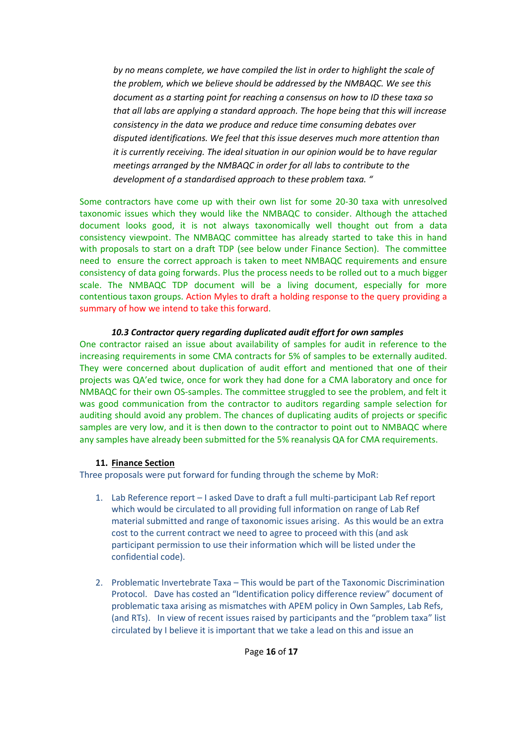*by no means complete, we have compiled the list in order to highlight the scale of the problem, which we believe should be addressed by the NMBAQC. We see this document as a starting point for reaching a consensus on how to ID these taxa so that all labs are applying a standard approach. The hope being that this will increase consistency in the data we produce and reduce time consuming debates over disputed identifications. We feel that this issue deserves much more attention than it is currently receiving. The ideal situation in our opinion would be to have regular meetings arranged by the NMBAQC in order for all labs to contribute to the development of a standardised approach to these problem taxa. "*

Some contractors have come up with their own list for some 20-30 taxa with unresolved taxonomic issues which they would like the NMBAQC to consider. Although the attached document looks good, it is not always taxonomically well thought out from a data consistency viewpoint. The NMBAQC committee has already started to take this in hand with proposals to start on a draft TDP (see below under Finance Section). The committee need to ensure the correct approach is taken to meet NMBAQC requirements and ensure consistency of data going forwards. Plus the process needs to be rolled out to a much bigger scale. The NMBAQC TDP document will be a living document, especially for more contentious taxon groups. Action Myles to draft a holding response to the query providing a summary of how we intend to take this forward.

***10.3 Contractor query regarding duplicated audit effort for own samples***

One contractor raised an issue about availability of samples for audit in reference to the increasing requirements in some CMA contracts for 5% of samples to be externally audited. They were concerned about duplication of audit effort and mentioned that one of their projects was QA'ed twice, once for work they had done for a CMA laboratory and once for NMBAQC for their own OS-samples. The committee struggled to see the problem, and felt it was good communication from the contractor to auditors regarding sample selection for auditing should avoid any problem. The chances of duplicating audits of projects or specific samples are very low, and it is then down to the contractor to point out to NMBAQC where any samples have already been submitted for the 5% reanalysis QA for CMA requirements.

## 11. Finance Section

Three proposals were put forward for funding through the scheme by MoR:

1. Lab Reference report – I asked Dave to draft a full multi-participant Lab Ref report which would be circulated to all providing full information on range of Lab Ref material submitted and range of taxonomic issues arising. As this would be an extra cost to the current contract we need to agree to proceed with this (and ask participant permission to use their information which will be listed under the confidential code).

2. Problematic Invertebrate Taxa – This would be part of the Taxonomic Discrimination Protocol. Dave has costed an "Identification policy difference review" document of problematic taxa arising as mismatches with APEM policy in Own Samples, Lab Refs, (and RTs). In view of recent issues raised by participants and the "problem taxa" list circulated by I believe it is important that we take a lead on this and issue an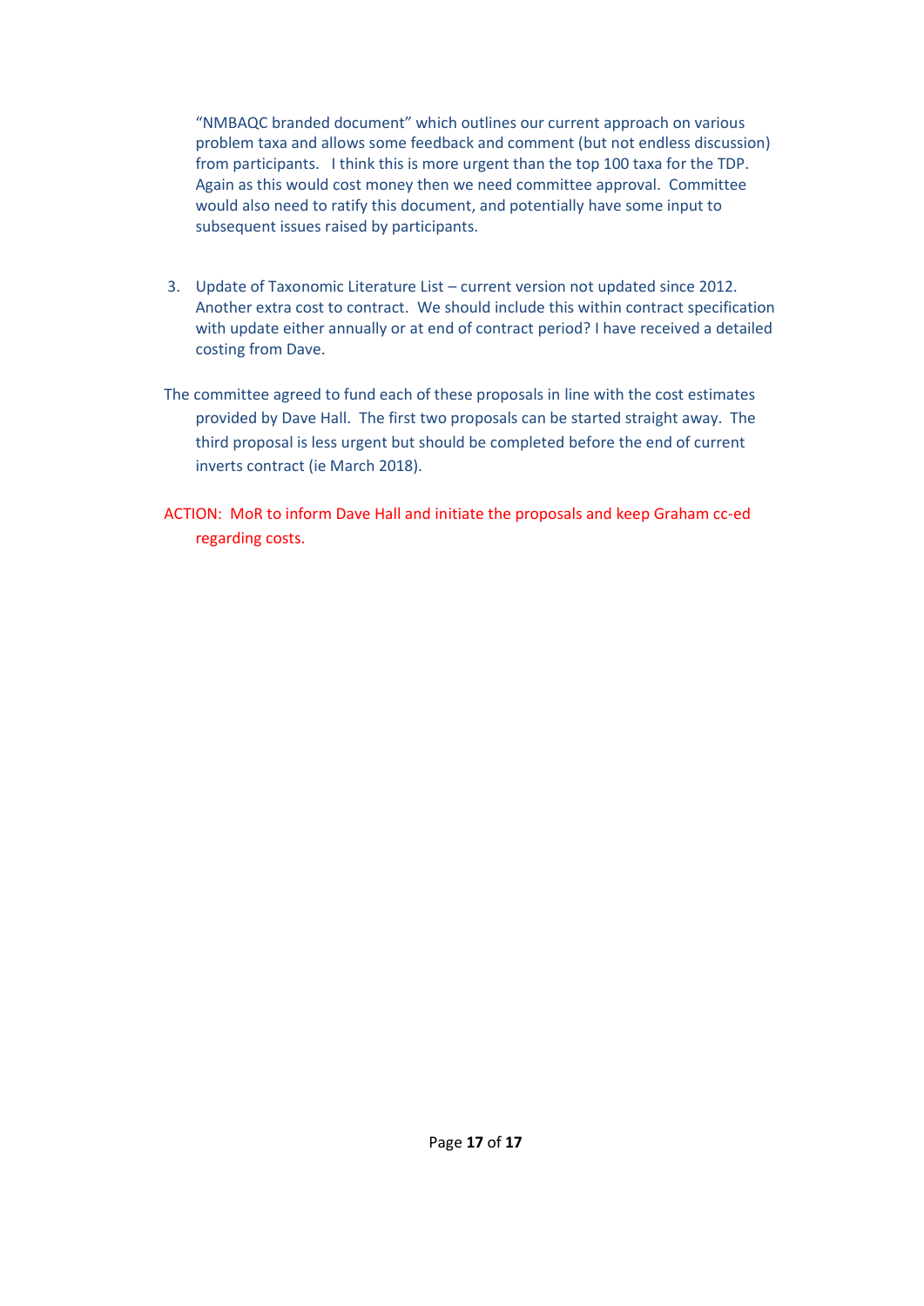"NMBAQC branded document" which outlines our current approach on various problem taxa and allows some feedback and comment (but not endless discussion) from participants.  I think this is more urgent than the top 100 taxa for the TDP. Again as this would cost money then we need committee approval. Committee would also need to ratify this document, and potentially have some input to subsequent issues raised by participants.

3. Update of Taxonomic Literature List – current version not updated since 2012. Another extra cost to contract. We should include this within contract specification with update either annually or at end of contract period? I have received a detailed costing from Dave.

The committee agreed to fund each of these proposals in line with the cost estimates provided by Dave Hall. The first two proposals can be started straight away. The third proposal is less urgent but should be completed before the end of current inverts contract (ie March 2018).

ACTION: MoR to inform Dave Hall and initiate the proposals and keep Graham cc-ed regarding costs.